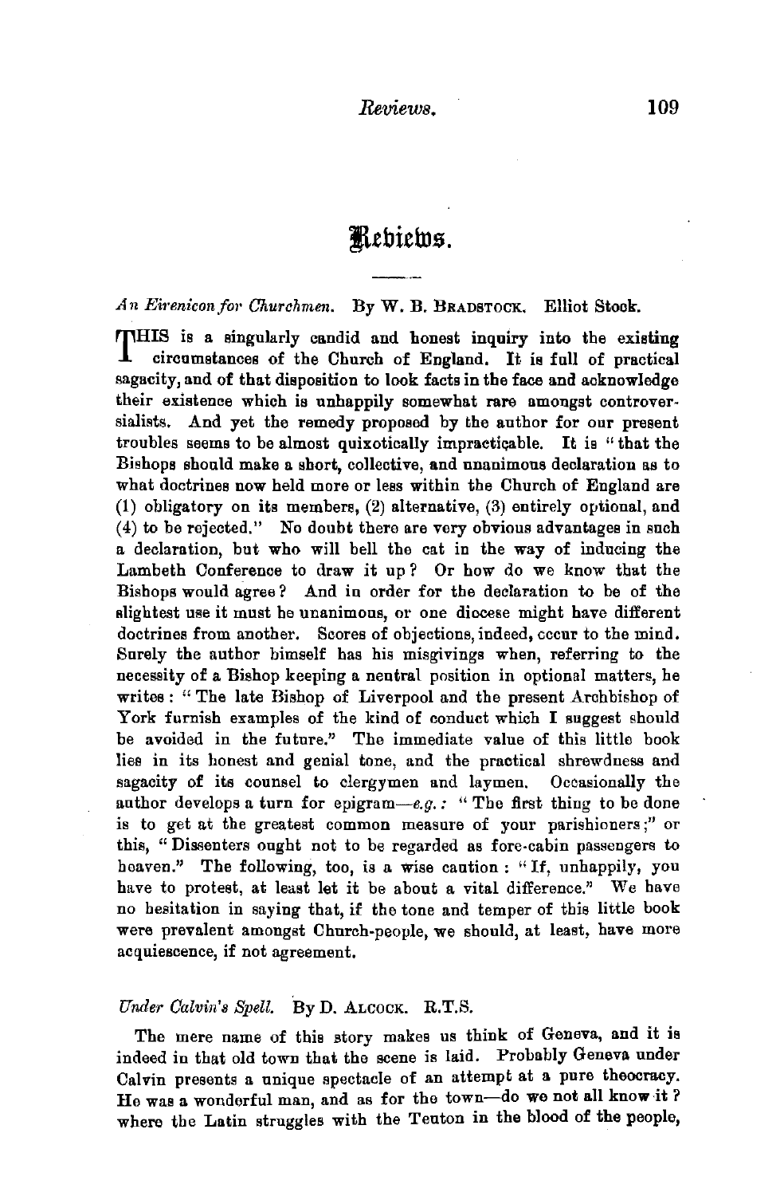# Reviews.

*An Eirenicon for Churchmen.* By W. B. BRADSTOCK. Elliot Stock.

THIS is a singularly candid and honest inquiry into the existing circumstances of the Church of England. It is full of practical sagacity, and of that disposition to look facts in the face and acknowledge their existence which is unhappily somewhat rare amongst controversialists. And yet the remedy proposed by the author for our present troubles seems to be almost quixotically impracticable. It is "that the Bishops should make a short, collective, and unanimous declaration as to what doctrines now held more or less within the Church of England are (1) obligatory on its members, (2) alternative, (3) entirely optional, and (4) to be rejected." No doubt there are very obvious advantages in such a declaration, but who will bell the cat in the way of inducing the Lambeth Conference to draw it up? Or how do we know that the Bishops would agree? And in order for the declaration to be of the slightest use it must be unanimous, or one diocese might have different doctrines from another. Scores of objections, indeed, occur to the mind. Surely the author himself has his misgivings when, referring to the necessity of a Bishop keeping a neutral position in optional matters, he writes: "The late Bishop of Liverpool and the present Archbishop of York furnish examples of the kind of conduct which I suggest should be avoided in the future." The immediate value of this little book lies in its honest and genial tone, and the practical shrewdness and sagacity of its counsel to clergymen and laymen. Occasionally the author develops a turn for epigram—*e.g.*: "The first thing to be done is to get at the greatest common measure of your parishioners;" or this, "Dissenters ought not to be regarded as fore-cabin passengers to heaven." The following, too, is a wise caution: "If, unhappily, you have to protest, at least let it be about a vital difference." We have no hesitation in saying that, if the tone and temper of this little book were prevalent amongst Church-people, we should, at least, have more acquiescence, if not agreement.

*Under Calvin's Spell.* By D. ALCOCK. R.T.S.

The mere name of this story makes us think of Geneva, and it is indeed in that old town that the scene is laid. Probably Geneva under Calvin presents a unique spectacle of an attempt at a pure theocracy. He was a wonderful man, and as for the town—do we not all know it? where the Latin struggles with the Teuton in the blood of the people,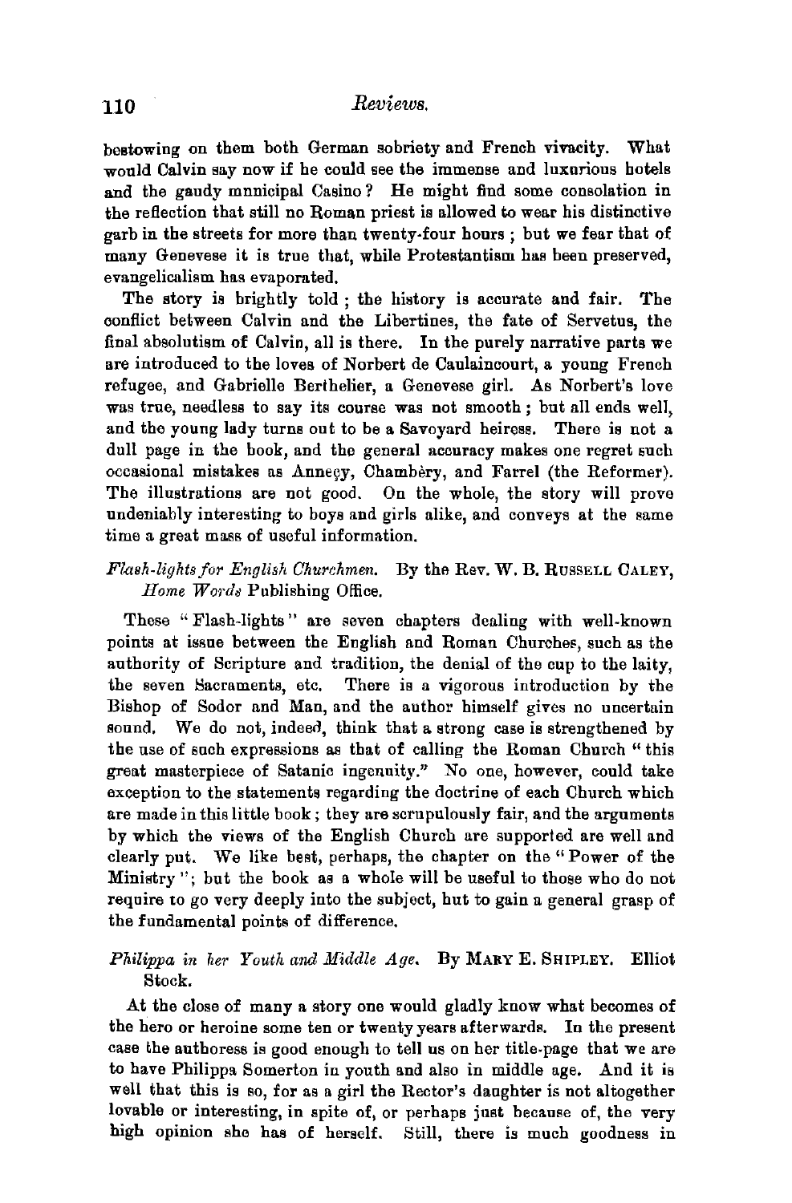bestowing on them both German sobriety and French vivacity. What would Calvin say now if he could see the immense and luxurious hotels and the gaudy municipal Casino? He might find some consolation in the reflection that still no Roman priest is allowed to wear his distinctive garb in the streets for more than twenty-four hours; but we fear that of many Genevese it is true that, while Protestantism has been preserved, evangelicalism has evaporated.

The story is brightly told; the history is accurate and fair. The conflict between Calvin and the Libertines, the fate of Servetus, the final absolutism of Calvin, all is there. In the purely narrative parts we are introduced to the loves of Norbert de Caulaincourt, a young French refugee, and Gabrielle Berthelier, a Genevese girl. As Norbert's love was true, needless to say its course was not smooth; but all ends well, and the young lady turns out to be a Savoyard heiress. There is not a dull page in the book, and the general accuracy makes one regret such occasional mistakes as Anneçy, Chambèry, and Farrel (the Reformer). The illustrations are not good. On the whole, the story will prove undeniably interesting to boys and girls alike, and conveys at the same time a great mass of useful information.

*Flash-lights for English Churchmen.* By the Rev. W. B. RUSSELL CALEY, *Home Words* Publishing Office.

These "Flash-lights" are seven chapters dealing with well-known points at issue between the English and Roman Churches, such as the authority of Scripture and tradition, the denial of the cup to the laity, the seven Sacraments, etc. There is a vigorous introduction by the Bishop of Sodor and Man, and the author himself gives no uncertain sound. We do not, indeed, think that a strong case is strengthened by the use of such expressions as that of calling the Roman Church "this great masterpiece of Satanic ingenuity." No one, however, could take exception to the statements regarding the doctrine of each Church which are made in this little book; they are scrupulously fair, and the arguments by which the views of the English Church are supported are well and clearly put. We like best, perhaps, the chapter on the "Power of the Ministry"; but the book as a whole will be useful to those who do not require to go very deeply into the subject, but to gain a general grasp of the fundamental points of difference.

*Philippa in her Youth and Middle Age.* By MARY E. SHIPLEY. Elliot Stock.

At the close of many a story one would gladly know what becomes of the hero or heroine some ten or twenty years afterwards. In the present case the authoress is good enough to tell us on her title-page that we are to have Philippa Somerton in youth and also in middle age. And it is well that this is so, for as a girl the Rector's daughter is not altogether lovable or interesting, in spite of, or perhaps just because of, the very high opinion she has of herself. Still, there is much goodness in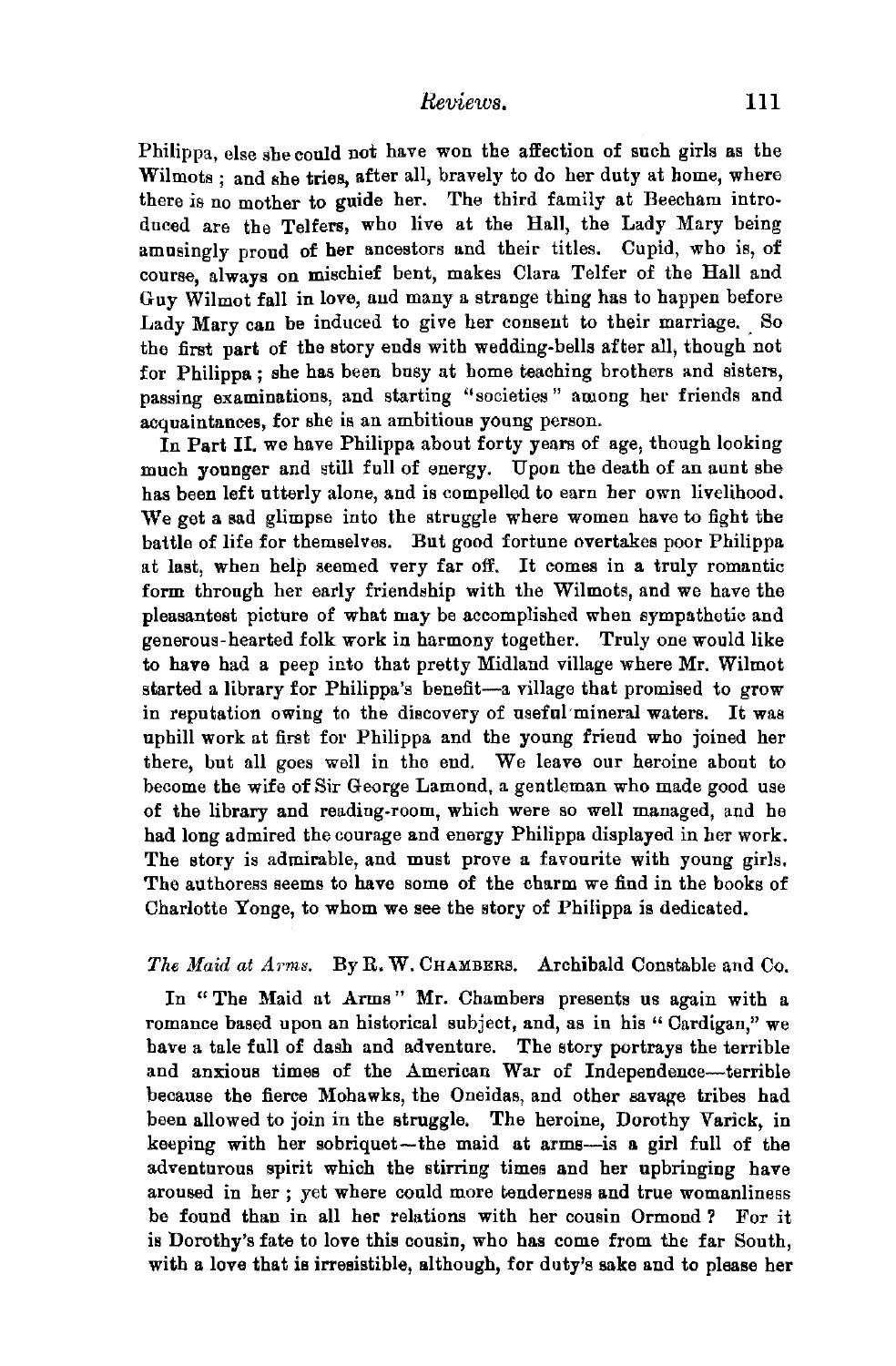Philippa, else she could not have won the affection of such girls as the Wilmots; and she tries, after all, bravely to do her duty at home, where there is no mother to guide her. The third family at Beecham introduced are the Telfers, who live at the Hall, the Lady Mary being amusingly proud of her ancestors and their titles. Cupid, who is, of course, always on mischief bent, makes Clara Telfer of the Hall and Guy Wilmot fall in love, and many a strange thing has to happen before Lady Mary can be induced to give her consent to their marriage. So the first part of the story ends with wedding-bells after all, though not for Philippa; she has been busy at home teaching brothers and sisters, passing examinations, and starting "societies" among her friends and acquaintances, for she is an ambitious young person.

In Part II. we have Philippa about forty years of age, though looking much younger and still full of energy. Upon the death of an aunt she has been left utterly alone, and is compelled to earn her own livelihood. We get a sad glimpse into the struggle where women have to fight the battle of life for themselves. But good fortune overtakes poor Philippa at last, when help seemed very far off. It comes in a truly romantic form through her early friendship with the Wilmots, and we have the pleasantest picture of what may be accomplished when sympathetic and generous-hearted folk work in harmony together. Truly one would like to have had a peep into that pretty Midland village where Mr. Wilmot started a library for Philippa's benefit—a village that promised to grow in reputation owing to the discovery of useful mineral waters. It was uphill work at first for Philippa and the young friend who joined her there, but all goes well in the end. We leave our heroine about to become the wife of Sir George Lamond, a gentleman who made good use of the library and reading-room, which were so well managed, and he had long admired the courage and energy Philippa displayed in her work. The story is admirable, and must prove a favourite with young girls. The authoress seems to have some of the charm we find in the books of Charlotte Yonge, to whom we see the story of Philippa is dedicated.

*The Maid at Arms.* By R. W. CHAMBERS. Archibald Constable and Co.

In "The Maid at Arms" Mr. Chambers presents us again with a romance based upon an historical subject, and, as in his "Cardigan," we have a tale full of dash and adventure. The story portrays the terrible and anxious times of the American War of Independence—terrible because the fierce Mohawks, the Oneidas, and other savage tribes had been allowed to join in the struggle. The heroine, Dorothy Varick, in keeping with her sobriquet—the maid at arms—is a girl full of the adventurous spirit which the stirring times and her upbringing have aroused in her; yet where could more tenderness and true womanliness be found than in all her relations with her cousin Ormond? For it is Dorothy's fate to love this cousin, who has come from the far South, with a love that is irresistible, although, for duty's sake and to please her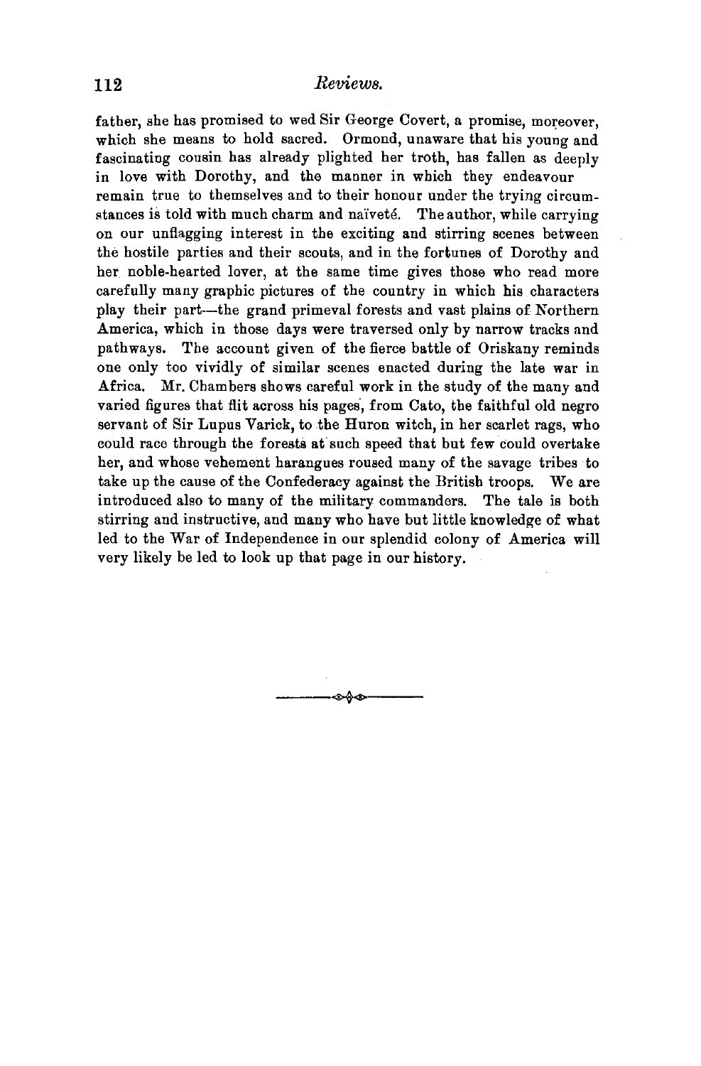father, she has promised to wed Sir George Covert, a promise, moreover, which she means to hold sacred. Ormond, unaware that his young and fascinating cousin has already plighted her troth, has fallen as deeply in love with Dorothy, and the manner in which they endeavour remain true to themselves and to their honour under the trying circumstances is told with much charm and naïveté. The author, while carrying on our unflagging interest in the exciting and stirring scenes between the hostile parties and their scouts, and in the fortunes of Dorothy and her noble-hearted lover, at the same time gives those who read more carefully many graphic pictures of the country in which his characters play their part—the grand primeval forests and vast plains of Northern America, which in those days were traversed only by narrow tracks and pathways. The account given of the fierce battle of Oriskany reminds one only too vividly of similar scenes enacted during the late war in Africa. Mr. Chambers shows careful work in the study of the many and varied figures that flit across his pages, from Cato, the faithful old negro servant of Sir Lupus Varick, to the Huron witch, in her scarlet rags, who could race through the forests at such speed that but few could overtake her, and whose vehement harangues roused many of the savage tribes to take up the cause of the Confederacy against the British troops. We are introduced also to many of the military commanders. The tale is both stirring and instructive, and many who have but little knowledge of what led to the War of Independence in our splendid colony of America will very likely be led to look up that page in our history.